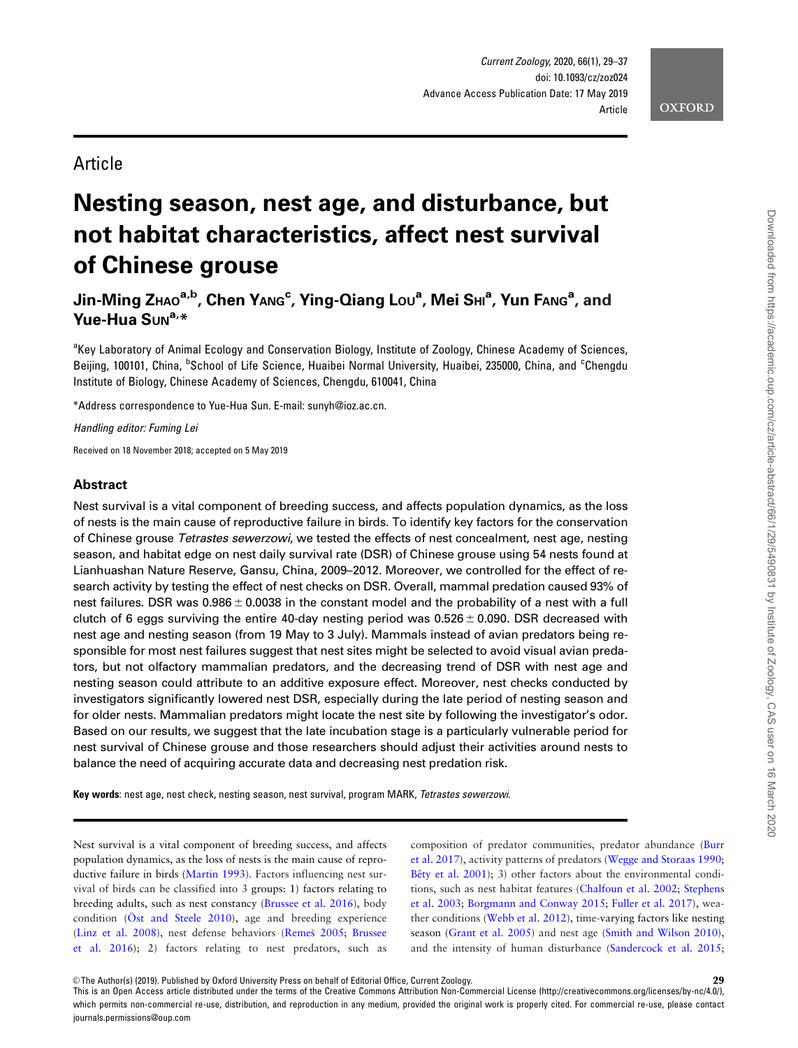Article

# Nesting season, nest age, and disturbance, but not habitat characteristics, affect nest survival of Chinese grouse

**Jin-Ming Zhao[a,b], Chen Yang[c], Ying-Qiang Lou[a], Mei Shi[a], Yun Fang[a], and Yue-Hua Sun[a,*]**

[a]Key Laboratory of Animal Ecology and Conservation Biology, Institute of Zoology, Chinese Academy of Sciences, Beijing, 100101, China, [b]School of Life Science, Huaibei Normal University, Huaibei, 235000, China, and [c]Chengdu Institute of Biology, Chinese Academy of Sciences, Chengdu, 610041, China

*Address correspondence to Yue-Hua Sun. E-mail: sunyh@ioz.ac.cn.

*Handling editor: Fuming Lei*

Received on 18 November 2018; accepted on 5 May 2019

## Abstract

Nest survival is a vital component of breeding success, and affects population dynamics, as the loss of nests is the main cause of reproductive failure in birds. To identify key factors for the conservation of Chinese grouse *Tetrastes sewerzowi*, we tested the effects of nest concealment, nest age, nesting season, and habitat edge on nest daily survival rate (DSR) of Chinese grouse using 54 nests found at Lianhuashan Nature Reserve, Gansu, China, 2009–2012. Moreover, we controlled for the effect of research activity by testing the effect of nest checks on DSR. Overall, mammal predation caused 93% of nest failures. DSR was $0.986 \pm 0.0038$ in the constant model and the probability of a nest with a full clutch of 6 eggs surviving the entire 40-day nesting period was $0.526 \pm 0.090$. DSR decreased with nest age and nesting season (from 19 May to 3 July). Mammals instead of avian predators being responsible for most nest failures suggest that nest sites might be selected to avoid visual avian predators, but not olfactory mammalian predators, and the decreasing trend of DSR with nest age and nesting season could attribute to an additive exposure effect. Moreover, nest checks conducted by investigators significantly lowered nest DSR, especially during the late period of nesting season and for older nests. Mammalian predators might locate the nest site by following the investigator's odor. Based on our results, we suggest that the late incubation stage is a particularly vulnerable period for nest survival of Chinese grouse and those researchers should adjust their activities around nests to balance the need of acquiring accurate data and decreasing nest predation risk.

**Key words**: nest age, nest check, nesting season, nest survival, program MARK, *Tetrastes sewerzowi*.

---

Nest survival is a vital component of breeding success, and affects population dynamics, as the loss of nests is the main cause of reproductive failure in birds (Martin 1993). Factors influencing nest survival of birds can be classified into 3 groups: 1) factors relating to breeding adults, such as nest constancy (Brussee et al. 2016), body condition (Öst and Steele 2010), age and breeding experience (Linz et al. 2008), nest defense behaviors (Remeš 2005; Brussee et al. 2016); 2) factors relating to nest predators, such as composition of predator communities, predator abundance (Burr et al. 2017), activity patterns of predators (Wegge and Storaas 1990; Bêty et al. 2001); 3) other factors about the environmental conditions, such as nest habitat features (Chalfoun et al. 2002; Stephens et al. 2003; Borgmann and Conway 2015; Fuller et al. 2017), weather conditions (Webb et al. 2012), time-varying factors like nesting season (Grant et al. 2005) and nest age (Smith and Wilson 2010), and the intensity of human disturbance (Sandercock et al. 2015;

© The Author(s) (2019). Published by Oxford University Press on behalf of Editorial Office, Current Zoology.
This is an Open Access article distributed under the terms of the Creative Commons Attribution Non-Commercial License (http://creativecommons.org/licenses/by-nc/4.0/), which permits non-commercial re-use, distribution, and reproduction in any medium, provided the original work is properly cited. For commercial re-use, please contact journals.permissions@oup.com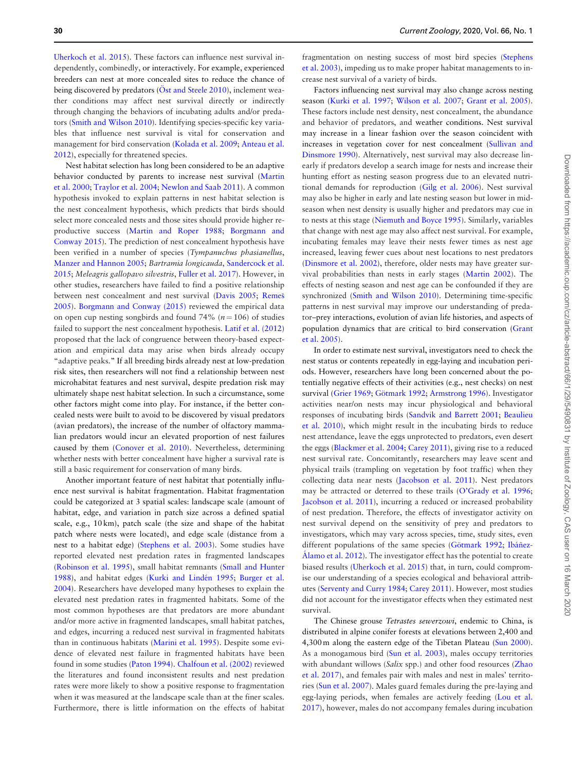Uherkoch et al. 2015). These factors can influence nest survival independently, combinedly, or interactively. For example, experienced breeders can nest at more concealed sites to reduce the chance of being discovered by predators (Öst and Steele 2010), inclement weather conditions may affect nest survival directly or indirectly through changing the behaviors of incubating adults and/or predators (Smith and Wilson 2010). Identifying species-specific key variables that influence nest survival is vital for conservation and management for bird conservation (Kolada et al. 2009; Anteau et al. 2012), especially for threatened species.

Nest habitat selection has long been considered to be an adaptive behavior conducted by parents to increase nest survival (Martin et al. 2000; Traylor et al. 2004; Newlon and Saab 2011). A common hypothesis invoked to explain patterns in nest habitat selection is the nest concealment hypothesis, which predicts that birds should select more concealed nests and those sites should provide higher reproductive success (Martin and Roper 1988; Borgmann and Conway 2015). The prediction of nest concealment hypothesis have been verified in a number of species (*Tympanuchus phasianellus*, Manzer and Hannon 2005; *Bartramia longicauda*, Sandercock et al. 2015; *Meleagris gallopavo silvestris*, Fuller et al. 2017). However, in other studies, researchers have failed to find a positive relationship between nest concealment and nest survival (Davis 2005; Remeš 2005). Borgmann and Conway (2015) reviewed the empirical data on open cup nesting songbirds and found 74% ($n = 106$) of studies failed to support the nest concealment hypothesis. Latif et al. (2012) proposed that the lack of congruence between theory-based expectation and empirical data may arise when birds already occupy "adaptive peaks." If all breeding birds already nest at low-predation risk sites, then researchers will not find a relationship between nest microhabitat features and nest survival, despite predation risk may ultimately shape nest habitat selection. In such a circumstance, some other factors might come into play. For instance, if the better concealed nests were built to avoid to be discovered by visual predators (avian predators), the increase of the number of olfactory mammalian predators would incur an elevated proportion of nest failures caused by them (Conover et al. 2010). Nevertheless, determining whether nests with better concealment have higher a survival rate is still a basic requirement for conservation of many birds.

Another important feature of nest habitat that potentially influence nest survival is habitat fragmentation. Habitat fragmentation could be categorized at 3 spatial scales: landscape scale (amount of habitat, edge, and variation in patch size across a defined spatial scale, e.g., 10 km), patch scale (the size and shape of the habitat patch where nests were located), and edge scale (distance from a nest to a habitat edge) (Stephens et al. 2003). Some studies have reported elevated nest predation rates in fragmented landscapes (Robinson et al. 1995), small habitat remnants (Small and Hunter 1988), and habitat edges (Kurki and Lindén 1995; Burger et al. 2004). Researchers have developed many hypotheses to explain the elevated nest predation rates in fragmented habitats. Some of the most common hypotheses are that predators are more abundant and/or more active in fragmented landscapes, small habitat patches, and edges, incurring a reduced nest survival in fragmented habitats than in continuous habitats (Marini et al. 1995). Despite some evidence of elevated nest failure in fragmented habitats have been found in some studies (Paton 1994). Chalfoun et al. (2002) reviewed the literatures and found inconsistent results and nest predation rates were more likely to show a positive response to fragmentation when it was measured at the landscape scale than at the finer scales. Furthermore, there is little information on the effects of habitat fragmentation on nesting success of most bird species (Stephens et al. 2003), impeding us to make proper habitat managements to increase nest survival of a variety of birds.

Factors influencing nest survival may also change across nesting season (Kurki et al. 1997; Wilson et al. 2007; Grant et al. 2005). These factors include nest density, nest concealment, the abundance and behavior of predators, and weather conditions. Nest survival may increase in a linear fashion over the season coincident with increases in vegetation cover for nest concealment (Sullivan and Dinsmore 1990). Alternatively, nest survival may also decrease linearly if predators develop a search image for nests and increase their hunting effort as nesting season progress due to an elevated nutritional demands for reproduction (Gilg et al. 2006). Nest survival may also be higher in early and late nesting season but lower in mid-season when nest density is usually higher and predators may cue in to nests at this stage (Niemuth and Boyce 1995). Similarly, variables that change with nest age may also affect nest survival. For example, incubating females may leave their nests fewer times as nest age increased, leaving fewer cues about nest locations to nest predators (Dinsmore et al. 2002), therefore, older nests may have greater survival probabilities than nests in early stages (Martin 2002). The effects of nesting season and nest age can be confounded if they are synchronized (Smith and Wilson 2010). Determining time-specific patterns in nest survival may improve our understanding of predator–prey interactions, evolution of avian life histories, and aspects of population dynamics that are critical to bird conservation (Grant et al. 2005).

In order to estimate nest survival, investigators need to check the nest status or contents repeatedly in egg-laying and incubation periods. However, researchers have long been concerned about the potentially negative effects of their activities (e.g., nest checks) on nest survival (Grier 1969; Götmark 1992; Armstrong 1996). Investigator activities near/on nests may incur physiological and behavioral responses of incubating birds (Sandvik and Barrett 2001; Beaulieu et al. 2010), which might result in the incubating birds to reduce nest attendance, leave the eggs unprotected to predators, even desert the eggs (Blackmer et al. 2004; Carey 2011), giving rise to a reduced nest survival rate. Concomitantly, researchers may leave scent and physical trails (trampling on vegetation by foot traffic) when they collecting data near nests (Jacobson et al. 2011). Nest predators may be attracted or deterred to these trails (O'Grady et al. 1996; Jacobson et al. 2011), incurring a reduced or increased probability of nest predation. Therefore, the effects of investigator activity on nest survival depend on the sensitivity of prey and predators to investigators, which may vary across species, time, study sites, even different populations of the same species (Götmark 1992; Ibáñez-Álamo et al. 2012). The investigator effect has the potential to create biased results (Uherkoch et al. 2015) that, in turn, could compromise our understanding of a species ecological and behavioral attributes (Serventy and Curry 1984; Carey 2011). However, most studies did not account for the investigator effects when they estimated nest survival.

The Chinese grouse *Tetrastes sewerzowi*, endemic to China, is distributed in alpine conifer forests at elevations between 2,400 and 4,300 m along the eastern edge of the Tibetan Plateau (Sun 2000). As a monogamous bird (Sun et al. 2003), males occupy territories with abundant willows (*Salix* spp.) and other food resources (Zhao et al. 2017), and females pair with males and nest in males' territories (Sun et al. 2007). Males guard females during the pre-laying and egg-laying periods, when females are actively feeding (Lou et al. 2017), however, males do not accompany females during incubation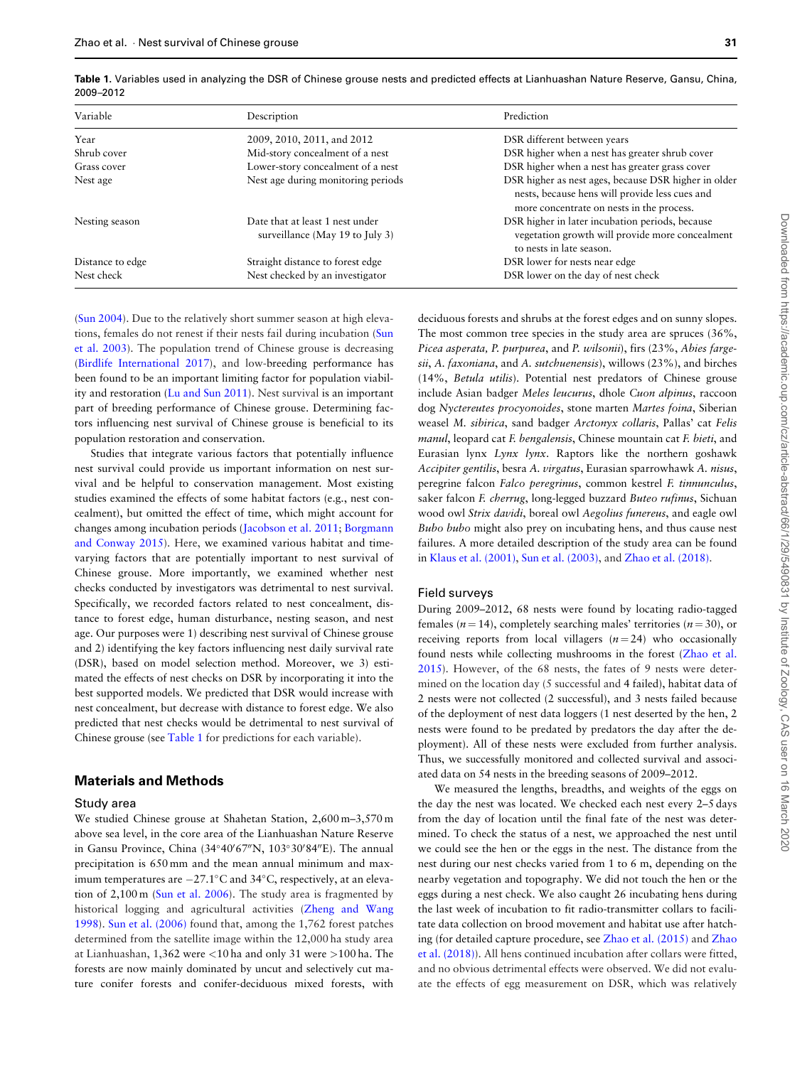**Table 1.** Variables used in analyzing the DSR of Chinese grouse nests and predicted effects at Lianhuashan Nature Reserve, Gansu, China, 2009–2012

| Variable | Description | Prediction |
| --- | --- | --- |
| Year | 2009, 2010, 2011, and 2012 | DSR different between years |
| Shrub cover | Mid-story concealment of a nest | DSR higher when a nest has greater shrub cover |
| Grass cover | Lower-story concealment of a nest | DSR higher when a nest has greater grass cover |
| Nest age | Nest age during monitoring periods | DSR higher as nest ages, because DSR higher in older nests, because hens will provide less cues and more concentrate on nests in the process. |
| Nesting season | Date that at least 1 nest under surveillance (May 19 to July 3) | DSR higher in later incubation periods, because vegetation growth will provide more concealment to nests in late season. |
| Distance to edge | Straight distance to forest edge | DSR lower for nests near edge |
| Nest check | Nest checked by an investigator | DSR lower on the day of nest check |

(Sun 2004). Due to the relatively short summer season at high elevations, females do not renest if their nests fail during incubation (Sun et al. 2003). The population trend of Chinese grouse is decreasing (Birdlife International 2017), and low-breeding performance has been found to be an important limiting factor for population viability and restoration (Lu and Sun 2011). Nest survival is an important part of breeding performance of Chinese grouse. Determining factors influencing nest survival of Chinese grouse is beneficial to its population restoration and conservation.

Studies that integrate various factors that potentially influence nest survival could provide us important information on nest survival and be helpful to conservation management. Most existing studies examined the effects of some habitat factors (e.g., nest concealment), but omitted the effect of time, which might account for changes among incubation periods (Jacobson et al. 2011; Borgmann and Conway 2015). Here, we examined various habitat and time-varying factors that are potentially important to nest survival of Chinese grouse. More importantly, we examined whether nest checks conducted by investigators was detrimental to nest survival. Specifically, we recorded factors related to nest concealment, distance to forest edge, human disturbance, nesting season, and nest age. Our purposes were 1) describing nest survival of Chinese grouse and 2) identifying the key factors influencing nest daily survival rate (DSR), based on model selection method. Moreover, we 3) estimated the effects of nest checks on DSR by incorporating it into the best supported models. We predicted that DSR would increase with nest concealment, but decrease with distance to forest edge. We also predicted that nest checks would be detrimental to nest survival of Chinese grouse (see Table 1 for predictions for each variable).

## Materials and Methods

### Study area

We studied Chinese grouse at Shahetan Station, 2,600 m–3,570 m above sea level, in the core area of the Lianhuashan Nature Reserve in Gansu Province, China (34°40′67″N, 103°30′84″E). The annual precipitation is 650 mm and the mean annual minimum and maximum temperatures are −27.1°C and 34°C, respectively, at an elevation of 2,100 m (Sun et al. 2006). The study area is fragmented by historical logging and agricultural activities (Zheng and Wang 1998). Sun et al. (2006) found that, among the 1,762 forest patches determined from the satellite image within the 12,000 ha study area at Lianhuashan, 1,362 were <10 ha and only 31 were >100 ha. The forests are now mainly dominated by uncut and selectively cut mature conifer forests and conifer-deciduous mixed forests, with deciduous forests and shrubs at the forest edges and on sunny slopes. The most common tree species in the study area are spruces (36%, *Picea asperata*, *P. purpurea*, and *P. wilsonii*), firs (23%, *Abies fargesii*, *A. faxoniana*, and *A. sutchuenensis*), willows (23%), and birches (14%, *Betula utilis*). Potential nest predators of Chinese grouse include Asian badger *Meles leucurus*, dhole *Cuon alpinus*, raccoon dog *Nyctereutes procyonoides*, stone marten *Martes foina*, Siberian weasel *M. sibirica*, sand badger *Arctonyx collaris*, Pallas' cat *Felis manul*, leopard cat *F. bengalensis*, Chinese mountain cat *F. bieti*, and Eurasian lynx *Lynx lynx*. Raptors like the northern goshawk *Accipiter gentilis*, besra *A. virgatus*, Eurasian sparrowhawk *A. nisus*, peregrine falcon *Falco peregrinus*, common kestrel *F. tinnunculus*, saker falcon *F. cherrug*, long-legged buzzard *Buteo rufinus*, Sichuan wood owl *Strix davidi*, boreal owl *Aegolius funereus*, and eagle owl *Bubo bubo* might also prey on incubating hens, and thus cause nest failures. A more detailed description of the study area can be found in Klaus et al. (2001), Sun et al. (2003), and Zhao et al. (2018).

### Field surveys

During 2009–2012, 68 nests were found by locating radio-tagged females ($n = 14$), completely searching males' territories ($n = 30$), or receiving reports from local villagers ($n = 24$) who occasionally found nests while collecting mushrooms in the forest (Zhao et al. 2015). However, of the 68 nests, the fates of 9 nests were determined on the location day (5 successful and 4 failed), habitat data of 2 nests were not collected (2 successful), and 3 nests failed because of the deployment of nest data loggers (1 nest deserted by the hen, 2 nests were found to be predated by predators the day after the deployment). All of these nests were excluded from further analysis. Thus, we successfully monitored and collected survival and associated data on 54 nests in the breeding seasons of 2009–2012.

We measured the lengths, breadths, and weights of the eggs on the day the nest was located. We checked each nest every 2–5 days from the day of location until the final fate of the nest was determined. To check the status of a nest, we approached the nest until we could see the hen or the eggs in the nest. The distance from the nest during our nest checks varied from 1 to 6 m, depending on the nearby vegetation and topography. We did not touch the hen or the eggs during a nest check. We also caught 26 incubating hens during the last week of incubation to fit radio-transmitter collars to facilitate data collection on brood movement and habitat use after hatching (for detailed capture procedure, see Zhao et al. (2015) and Zhao et al. (2018)). All hens continued incubation after collars were fitted, and no obvious detrimental effects were observed. We did not evaluate the effects of egg measurement on DSR, which was relatively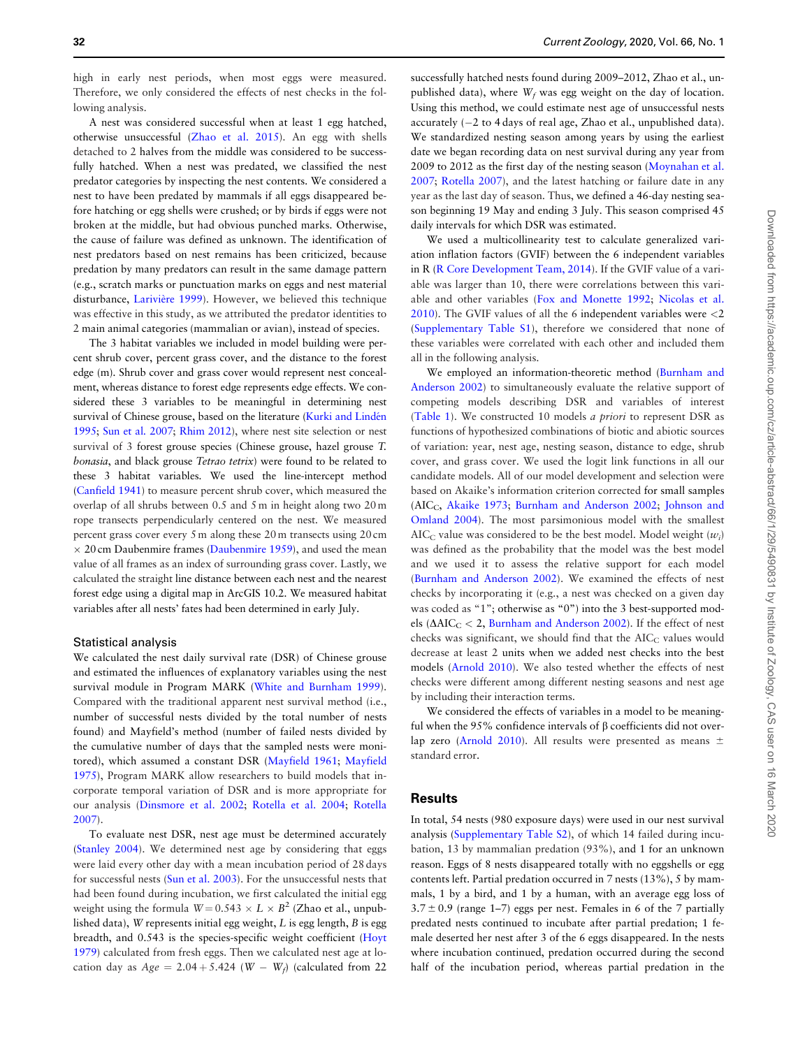high in early nest periods, when most eggs were measured. Therefore, we only considered the effects of nest checks in the following analysis.

A nest was considered successful when at least 1 egg hatched, otherwise unsuccessful (Zhao et al. 2015). An egg with shells detached to 2 halves from the middle was considered to be successfully hatched. When a nest was predated, we classified the nest predator categories by inspecting the nest contents. We considered a nest to have been predated by mammals if all eggs disappeared before hatching or egg shells were crushed; or by birds if eggs were not broken at the middle, but had obvious punched marks. Otherwise, the cause of failure was defined as unknown. The identification of nest predators based on nest remains has been criticized, because predation by many predators can result in the same damage pattern (e.g., scratch marks or punctuation marks on eggs and nest material disturbance, Larivière 1999). However, we believed this technique was effective in this study, as we attributed the predator identities to 2 main animal categories (mammalian or avian), instead of species.

The 3 habitat variables we included in model building were percent shrub cover, percent grass cover, and the distance to the forest edge (m). Shrub cover and grass cover would represent nest concealment, whereas distance to forest edge represents edge effects. We considered these 3 variables to be meaningful in determining nest survival of Chinese grouse, based on the literature (Kurki and Lindén 1995; Sun et al. 2007; Rhim 2012), where nest site selection or nest survival of 3 forest grouse species (Chinese grouse, hazel grouse *T. bonasia*, and black grouse *Tetrao tetrix*) were found to be related to these 3 habitat variables. We used the line-intercept method (Canfield 1941) to measure percent shrub cover, which measured the overlap of all shrubs between 0.5 and 5 m in height along two 20 m rope transects perpendicularly centered on the nest. We measured percent grass cover every 5 m along these 20 m transects using 20 cm × 20 cm Daubenmire frames (Daubenmire 1959), and used the mean value of all frames as an index of surrounding grass cover. Lastly, we calculated the straight line distance between each nest and the nearest forest edge using a digital map in ArcGIS 10.2. We measured habitat variables after all nests' fates had been determined in early July.

## Statistical analysis

We calculated the nest daily survival rate (DSR) of Chinese grouse and estimated the influences of explanatory variables using the nest survival module in Program MARK (White and Burnham 1999). Compared with the traditional apparent nest survival method (i.e., number of successful nests divided by the total number of nests found) and Mayfield's method (number of failed nests divided by the cumulative number of days that the sampled nests were monitored), which assumed a constant DSR (Mayfield 1961; Mayfield 1975), Program MARK allow researchers to build models that incorporate temporal variation of DSR and is more appropriate for our analysis (Dinsmore et al. 2002; Rotella et al. 2004; Rotella 2007).

To evaluate nest DSR, nest age must be determined accurately (Stanley 2004). We determined nest age by considering that eggs were laid every other day with a mean incubation period of 28 days for successful nests (Sun et al. 2003). For the unsuccessful nests that had been found during incubation, we first calculated the initial egg weight using the formula $W = 0.543 \times L \times B^2$ (Zhao et al., unpublished data), $W$ represents initial egg weight, $L$ is egg length, $B$ is egg breadth, and 0.543 is the species-specific weight coefficient (Hoyt 1979) calculated from fresh eggs. Then we calculated nest age at location day as $Age = 2.04 + 5.424\ (W - W_f)$ (calculated from 22 successfully hatched nests found during 2009–2012, Zhao et al., unpublished data), where $W_f$ was egg weight on the day of location. Using this method, we could estimate nest age of unsuccessful nests accurately (−2 to 4 days of real age, Zhao et al., unpublished data). We standardized nesting season among years by using the earliest date we began recording data on nest survival during any year from 2009 to 2012 as the first day of the nesting season (Moynahan et al. 2007; Rotella 2007), and the latest hatching or failure date in any year as the last day of season. Thus, we defined a 46-day nesting season beginning 19 May and ending 3 July. This season comprised 45 daily intervals for which DSR was estimated.

We used a multicollinearity test to calculate generalized variation inflation factors (GVIF) between the 6 independent variables in R (R Core Development Team, 2014). If the GVIF value of a variable was larger than 10, there were correlations between this variable and other variables (Fox and Monette 1992; Nicolas et al. 2010). The GVIF values of all the 6 independent variables were <2 (Supplementary Table S1), therefore we considered that none of these variables were correlated with each other and included them all in the following analysis.

We employed an information-theoretic method (Burnham and Anderson 2002) to simultaneously evaluate the relative support of competing models describing DSR and variables of interest (Table 1). We constructed 10 models *a priori* to represent DSR as functions of hypothesized combinations of biotic and abiotic sources of variation: year, nest age, nesting season, distance to edge, shrub cover, and grass cover. We used the logit link functions in all our candidate models. All of our model development and selection were based on Akaike's information criterion corrected for small samples ($AIC_C$, Akaike 1973; Burnham and Anderson 2002; Johnson and Omland 2004). The most parsimonious model with the smallest $AIC_C$ value was considered to be the best model. Model weight ($w_i$) was defined as the probability that the model was the best model and we used it to assess the relative support for each model (Burnham and Anderson 2002). We examined the effects of nest checks by incorporating it (e.g., a nest was checked on a given day was coded as "1"; otherwise as "0") into the 3 best-supported models ($\Delta AIC_C < 2$, Burnham and Anderson 2002). If the effect of nest checks was significant, we should find that the $AIC_C$ values would decrease at least 2 units when we added nest checks into the best models (Arnold 2010). We also tested whether the effects of nest checks were different among different nesting seasons and nest age by including their interaction terms.

We considered the effects of variables in a model to be meaningful when the 95% confidence intervals of β coefficients did not overlap zero (Arnold 2010). All results were presented as means ± standard error.

## Results

In total, 54 nests (980 exposure days) were used in our nest survival analysis (Supplementary Table S2), of which 14 failed during incubation, 13 by mammalian predation (93%), and 1 for an unknown reason. Eggs of 8 nests disappeared totally with no eggshells or egg contents left. Partial predation occurred in 7 nests (13%), 5 by mammals, 1 by a bird, and 1 by a human, with an average egg loss of 3.7 ± 0.9 (range 1–7) eggs per nest. Females in 6 of the 7 partially predated nests continued to incubate after partial predation; 1 female deserted her nest after 3 of the 6 eggs disappeared. In the nests where incubation continued, predation occurred during the second half of the incubation period, whereas partial predation in the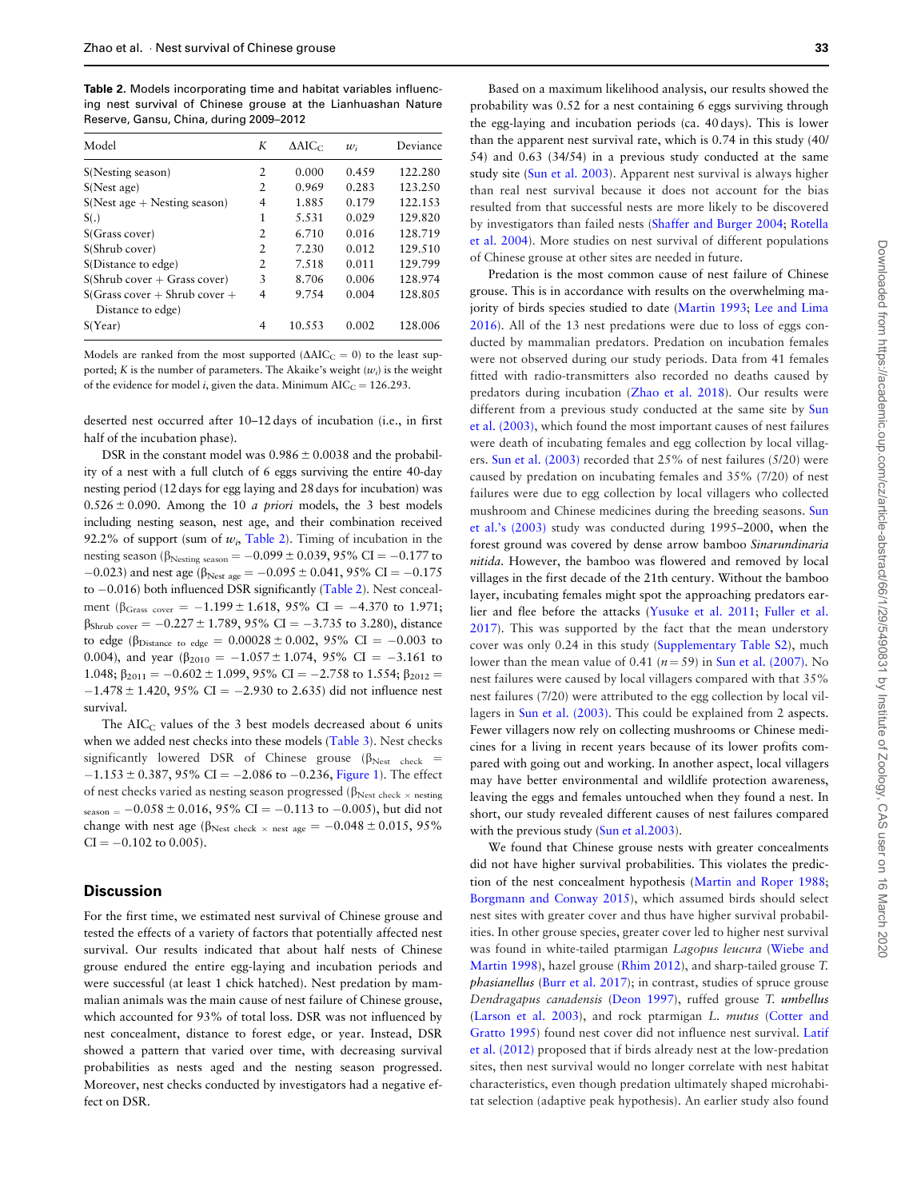**Table 2.** Models incorporating time and habitat variables influencing nest survival of Chinese grouse at the Lianhuashan Nature Reserve, Gansu, China, during 2009–2012

| Model | K | $\Delta AIC_C$ | $w_i$ | Deviance |
|---|---|---|---|---|
| S(Nesting season) | 2 | 0.000 | 0.459 | 122.280 |
| S(Nest age) | 2 | 0.969 | 0.283 | 123.250 |
| S(Nest age + Nesting season) | 4 | 1.885 | 0.179 | 122.153 |
| S(.) | 1 | 5.531 | 0.029 | 129.820 |
| S(Grass cover) | 2 | 6.710 | 0.016 | 128.719 |
| S(Shrub cover) | 2 | 7.230 | 0.012 | 129.510 |
| S(Distance to edge) | 2 | 7.518 | 0.011 | 129.799 |
| S(Shrub cover + Grass cover) | 3 | 8.706 | 0.006 | 128.974 |
| S(Grass cover + Shrub cover + Distance to edge) | 4 | 9.754 | 0.004 | 128.805 |
| S(Year) | 4 | 10.553 | 0.002 | 128.006 |

Models are ranked from the most supported ($\Delta AIC_C = 0$) to the least supported; *K* is the number of parameters. The Akaike's weight ($w_i$) is the weight of the evidence for model *i*, given the data. Minimum $AIC_C = 126.293$.

deserted nest occurred after 10–12 days of incubation (i.e., in first half of the incubation phase).

DSR in the constant model was $0.986 \pm 0.0038$ and the probability of a nest with a full clutch of 6 eggs surviving the entire 40-day nesting period (12 days for egg laying and 28 days for incubation) was $0.526 \pm 0.090$. Among the 10 *a priori* models, the 3 best models including nesting season, nest age, and their combination received 92.2% of support (sum of $w_i$, Table 2). Timing of incubation in the nesting season ($\beta_{\text{Nesting season}} = -0.099 \pm 0.039$, 95% CI = $-0.177$ to $-0.023$) and nest age ($\beta_{\text{Nest age}} = -0.095 \pm 0.041$, 95% CI = $-0.175$ to $-0.016$) both influenced DSR significantly (Table 2). Nest concealment ($\beta_{\text{Grass cover}} = -1.199 \pm 1.618$, 95% CI = $-4.370$ to $1.971$; $\beta_{\text{Shrub cover}} = -0.227 \pm 1.789$, 95% CI = $-3.735$ to $3.280$), distance to edge ($\beta_{\text{Distance to edge}} = 0.00028 \pm 0.002$, 95% CI = $-0.003$ to $0.004$), and year ($\beta_{2010} = -1.057 \pm 1.074$, 95% CI = $-3.161$ to $1.048$; $\beta_{2011} = -0.602 \pm 1.099$, 95% CI = $-2.758$ to $1.554$; $\beta_{2012} = -1.478 \pm 1.420$, 95% CI = $-2.930$ to $2.635$) did not influence nest survival.

The $AIC_C$ values of the 3 best models decreased about 6 units when we added nest checks into these models (Table 3). Nest checks significantly lowered DSR of Chinese grouse ($\beta_{\text{Nest check}} = -1.153 \pm 0.387$, 95% CI = $-2.086$ to $-0.236$, Figure 1). The effect of nest checks varied as nesting season progressed ($\beta_{\text{Nest check} \times \text{nesting season}} = -0.058 \pm 0.016$, 95% CI = $-0.113$ to $-0.005$), but did not change with nest age ($\beta_{\text{Nest check} \times \text{nest age}} = -0.048 \pm 0.015$, 95% CI = $-0.102$ to $0.005$).

## Discussion

For the first time, we estimated nest survival of Chinese grouse and tested the effects of a variety of factors that potentially affected nest survival. Our results indicated that about half nests of Chinese grouse endured the entire egg-laying and incubation periods and were successful (at least 1 chick hatched). Nest predation by mammalian animals was the main cause of nest failure of Chinese grouse, which accounted for 93% of total loss. DSR was not influenced by nest concealment, distance to forest edge, or year. Instead, DSR showed a pattern that varied over time, with decreasing survival probabilities as nests aged and the nesting season progressed. Moreover, nest checks conducted by investigators had a negative effect on DSR.

Based on a maximum likelihood analysis, our results showed the probability was 0.52 for a nest containing 6 eggs surviving through the egg-laying and incubation periods (ca. 40 days). This is lower than the apparent nest survival rate, which is 0.74 in this study (40/54) and 0.63 (34/54) in a previous study conducted at the same study site (Sun et al. 2003). Apparent nest survival is always higher than real nest survival because it does not account for the bias resulted from that successful nests are more likely to be discovered by investigators than failed nests (Shaffer and Burger 2004; Rotella et al. 2004). More studies on nest survival of different populations of Chinese grouse at other sites are needed in future.

Predation is the most common cause of nest failure of Chinese grouse. This is in accordance with results on the overwhelming majority of birds species studied to date (Martin 1993; Lee and Lima 2016). All of the 13 nest predations were due to loss of eggs conducted by mammalian predators. Predation on incubation females were not observed during our study periods. Data from 41 females fitted with radio-transmitters also recorded no deaths caused by predators during incubation (Zhao et al. 2018). Our results were different from a previous study conducted at the same site by Sun et al. (2003), which found the most important causes of nest failures were death of incubating females and egg collection by local villagers. Sun et al. (2003) recorded that 25% of nest failures (5/20) were caused by predation on incubating females and 35% (7/20) of nest failures were due to egg collection by local villagers who collected mushroom and Chinese medicines during the breeding seasons. Sun et al.'s (2003) study was conducted during 1995–2000, when the forest ground was covered by dense arrow bamboo *Sinarundinaria nitida*. However, the bamboo was flowered and removed by local villages in the first decade of the 21th century. Without the bamboo layer, incubating females might spot the approaching predators earlier and flee before the attacks (Yusuke et al. 2011; Fuller et al. 2017). This was supported by the fact that the mean understory cover was only 0.24 in this study (Supplementary Table S2), much lower than the mean value of 0.41 ($n = 59$) in Sun et al. (2007). No nest failures were caused by local villagers compared with that 35% nest failures (7/20) were attributed to the egg collection by local villagers in Sun et al. (2003). This could be explained from 2 aspects. Fewer villagers now rely on collecting mushrooms or Chinese medicines for a living in recent years because of its lower profits compared with going out and working. In another aspect, local villagers may have better environmental and wildlife protection awareness, leaving the eggs and females untouched when they found a nest. In short, our study revealed different causes of nest failures compared with the previous study (Sun et al.2003).

We found that Chinese grouse nests with greater concealments did not have higher survival probabilities. This violates the prediction of the nest concealment hypothesis (Martin and Roper 1988; Borgmann and Conway 2015), which assumed birds should select nest sites with greater cover and thus have higher survival probabilities. In other grouse species, greater cover led to higher nest survival was found in white-tailed ptarmigan *Lagopus leucura* (Wiebe and Martin 1998), hazel grouse (Rhim 2012), and sharp-tailed grouse *T. phasianellus* (Burr et al. 2017); in contrast, studies of spruce grouse *Dendragapus canadensis* (Deon 1997), ruffed grouse *T. umbellus* (Larson et al. 2003), and rock ptarmigan *L. mutus* (Cotter and Gratto 1995) found nest cover did not influence nest survival. Latif et al. (2012) proposed that if birds already nest at the low-predation sites, then nest survival would no longer correlate with nest habitat characteristics, even though predation ultimately shaped microhabitat selection (adaptive peak hypothesis). An earlier study also found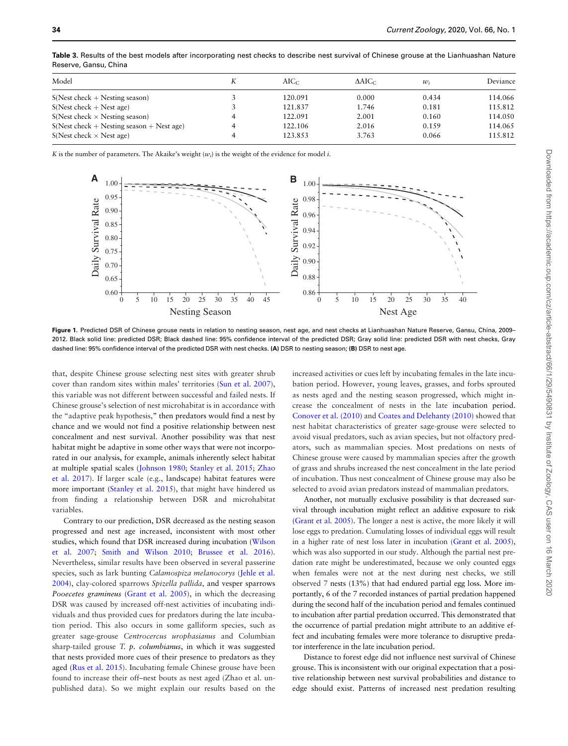**Table 3.** Results of the best models after incorporating nest checks to describe nest survival of Chinese grouse at the Lianhuashan Nature Reserve, Gansu, China

| Model | $K$ | $AIC_C$ | $\Delta AIC_C$ | $w_i$ | Deviance |
|---|---|---|---|---|---|
| S(Nest check + Nesting season) | 3 | 120.091 | 0.000 | 0.434 | 114.066 |
| S(Nest check + Nest age) | 3 | 121.837 | 1.746 | 0.181 | 115.812 |
| S(Nest check × Nesting season) | 4 | 122.091 | 2.001 | 0.160 | 114.050 |
| S(Nest check + Nesting season + Nest age) | 4 | 122.106 | 2.016 | 0.159 | 114.065 |
| S(Nest check × Nest age) | 4 | 123.853 | 3.763 | 0.066 | 115.812 |

$K$ is the number of parameters. The Akaike's weight ($w_i$) is the weight of the evidence for model $i$.

**Figure 1.** Predicted DSR of Chinese grouse nests in relation to nesting season, nest age, and nest checks at Lianhuashan Nature Reserve, Gansu, China, 2009–2012. Black solid line: predicted DSR; Black dashed line: 95% confidence interval of the predicted DSR; Gray solid line: predicted DSR with nest checks, Gray dashed line: 95% confidence interval of the predicted DSR with nest checks. **(A)** DSR to nesting season; **(B)** DSR to nest age.

that, despite Chinese grouse selecting nest sites with greater shrub cover than random sites within males' territories (Sun et al. 2007), this variable was not different between successful and failed nests. If Chinese grouse's selection of nest microhabitat is in accordance with the "adaptive peak hypothesis," then predators would find a nest by chance and we would not find a positive relationship between nest concealment and nest survival. Another possibility was that nest habitat might be adaptive in some other ways that were not incorporated in our analysis, for example, animals inherently select habitat at multiple spatial scales (Johnson 1980; Stanley et al. 2015; Zhao et al. 2017). If larger scale (e.g., landscape) habitat features were more important (Stanley et al. 2015), that might have hindered us from finding a relationship between DSR and microhabitat variables.

Contrary to our prediction, DSR decreased as the nesting season progressed and nest age increased, inconsistent with most other studies, which found that DSR increased during incubation (Wilson et al. 2007; Smith and Wilson 2010; Brussee et al. 2016). Nevertheless, similar results have been observed in several passerine species, such as lark bunting *Calamospiza melanocorys* (Jehle et al. 2004), clay-colored sparrows *Spizella pallida*, and vesper sparrows *Pooecetes gramineus* (Grant et al. 2005), in which the decreasing DSR was caused by increased off-nest activities of incubating individuals and thus provided cues for predators during the late incubation period. This also occurs in some galliform species, such as greater sage-grouse *Centrocercus urophasianus* and Columbian sharp-tailed grouse *T. p. columbianus*, in which it was suggested that nests provided more cues of their presence to predators as they aged (Rus et al. 2015). Incubating female Chinese grouse have been found to increase their off–nest bouts as nest aged (Zhao et al. unpublished data). So we might explain our results based on the increased activities or cues left by incubating females in the late incubation period. However, young leaves, grasses, and forbs sprouted as nests aged and the nesting season progressed, which might increase the concealment of nests in the late incubation period. Conover et al. (2010) and Coates and Delehanty (2010) showed that nest habitat characteristics of greater sage-grouse were selected to avoid visual predators, such as avian species, but not olfactory predators, such as mammalian species. Most predations on nests of Chinese grouse were caused by mammalian species after the growth of grass and shrubs increased the nest concealment in the late period of incubation. Thus nest concealment of Chinese grouse may also be selected to avoid avian predators instead of mammalian predators.

Another, not mutually exclusive possibility is that decreased survival through incubation might reflect an additive exposure to risk (Grant et al. 2005). The longer a nest is active, the more likely it will lose eggs to predation. Cumulating losses of individual eggs will result in a higher rate of nest loss later in incubation (Grant et al. 2005), which was also supported in our study. Although the partial nest predation rate might be underestimated, because we only counted eggs when females were not at the nest during nest checks, we still observed 7 nests (13%) that had endured partial egg loss. More importantly, 6 of the 7 recorded instances of partial predation happened during the second half of the incubation period and females continued to incubation after partial predation occurred. This demonstrated that the occurrence of partial predation might attribute to an additive effect and incubating females were more tolerance to disruptive predator interference in the late incubation period.

Distance to forest edge did not influence nest survival of Chinese grouse. This is inconsistent with our original expectation that a positive relationship between nest survival probabilities and distance to edge should exist. Patterns of increased nest predation resulting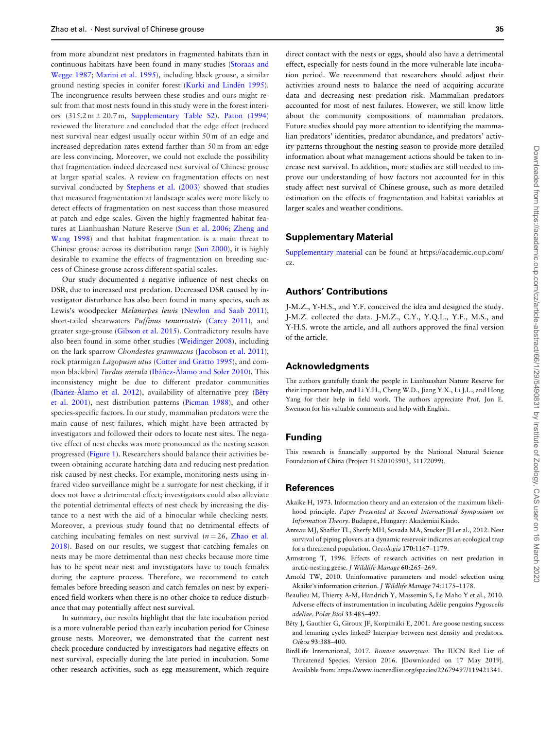from more abundant nest predators in fragmented habitats than in continuous habitats have been found in many studies (Storaas and Wegge 1987; Marini et al. 1995), including black grouse, a similar ground nesting species in conifer forest (Kurki and Lindén 1995). The incongruence results between these studies and ours might result from that most nests found in this study were in the forest interiors (315.2 m ± 20.7 m, Supplementary Table S2). Paton (1994) reviewed the literature and concluded that the edge effect (reduced nest survival near edges) usually occur within 50 m of an edge and increased depredation rates extend farther than 50 m from an edge are less convincing. Moreover, we could not exclude the possibility that fragmentation indeed decreased nest survival of Chinese grouse at larger spatial scales. A review on fragmentation effects on nest survival conducted by Stephens et al. (2003) showed that studies that measured fragmentation at landscape scales were more likely to detect effects of fragmentation on nest success than those measured at patch and edge scales. Given the highly fragmented habitat features at Lianhuashan Nature Reserve (Sun et al. 2006; Zheng and Wang 1998) and that habitat fragmentation is a main threat to Chinese grouse across its distribution range (Sun 2000), it is highly desirable to examine the effects of fragmentation on breeding success of Chinese grouse across different spatial scales.

Our study documented a negative influence of nest checks on DSR, due to increased nest predation. Decreased DSR caused by investigator disturbance has also been found in many species, such as Lewis's woodpecker *Melanerpes lewis* (Newlon and Saab 2011), short-tailed shearwaters *Puffinus tenuirostris* (Carey 2011), and greater sage-grouse (Gibson et al. 2015). Contradictory results have also been found in some other studies (Weidinger 2008), including on the lark sparrow *Chondestes grammacus* (Jacobson et al. 2011), rock ptarmigan *Lagopusm utus* (Cotter and Gratto 1995), and common blackbird *Turdus merula* (Ibáñez-Álamo and Soler 2010). This inconsistency might be due to different predator communities (Ibáñez-Álamo et al. 2012), availability of alternative prey (Bêty et al. 2001), nest distribution patterns (Picman 1988), and other species-specific factors. In our study, mammalian predators were the main cause of nest failures, which might have been attracted by investigators and followed their odors to locate nest sites. The negative effect of nest checks was more pronounced as the nesting season progressed (Figure 1). Researchers should balance their activities between obtaining accurate hatching data and reducing nest predation risk caused by nest checks. For example, monitoring nests using infrared video surveillance might be a surrogate for nest checking, if it does not have a detrimental effect; investigators could also alleviate the potential detrimental effects of nest check by increasing the distance to a nest with the aid of a binocular while checking nests. Moreover, a previous study found that no detrimental effects of catching incubating females on nest survival ($n = 26$, Zhao et al. 2018). Based on our results, we suggest that catching females on nests may be more detrimental than nest checks because more time has to be spent near nest and investigators have to touch females during the capture process. Therefore, we recommend to catch females before breeding season and catch females on nest by experienced field workers when there is no other choice to reduce disturbance that may potentially affect nest survival.

In summary, our results highlight that the late incubation period is a more vulnerable period than early incubation period for Chinese grouse nests. Moreover, we demonstrated that the current nest check procedure conducted by investigators had negative effects on nest survival, especially during the late period in incubation. Some other research activities, such as egg measurement, which require direct contact with the nests or eggs, should also have a detrimental effect, especially for nests found in the more vulnerable late incubation period. We recommend that researchers should adjust their activities around nests to balance the need of acquiring accurate data and decreasing nest predation risk. Mammalian predators accounted for most of nest failures. However, we still know little about the community compositions of mammalian predators. Future studies should pay more attention to identifying the mammalian predators' identities, predator abundance, and predators' activity patterns throughout the nesting season to provide more detailed information about what management actions should be taken to increase nest survival. In addition, more studies are still needed to improve our understanding of how factors not accounted for in this study affect nest survival of Chinese grouse, such as more detailed estimation on the effects of fragmentation and habitat variables at larger scales and weather conditions.

## Supplementary Material

Supplementary material can be found at https://academic.oup.com/cz.

## Authors' Contributions

J-M.Z., Y-H.S., and Y.F. conceived the idea and designed the study. J-M.Z. collected the data. J-M.Z., C.Y., Y.Q.L., Y.F., M.S., and Y-H.S. wrote the article, and all authors approved the final version of the article.

## Acknowledgments

The authors gratefully thank the people in Lianhuashan Nature Reserve for their important help, and Li Y.H., Cheng W.D., Jiang Y.X., Li J.L., and Hong Yang for their help in field work. The authors appreciate Prof. Jon E. Swenson for his valuable comments and help with English.

## Funding

This research is financially supported by the National Natural Science Foundation of China (Project 31520103903, 31172099).

## References

Akaike H, 1973. Information theory and an extension of the maximum likelihood principle. *Paper Presented at Second International Symposium on Information Theory*. Budapest, Hungary: Akademiai Kiado.

Anteau MJ, Shaffer TL, Sherfy MH, Sovada MA, Stucker JH et al., 2012. Nest survival of piping plovers at a dynamic reservoir indicates an ecological trap for a threatened population. *Oecologia* **170**:1167–1179.

Armstrong T, 1996. Effects of research activities on nest predation in arctic-nesting geese. *J Wildlife Manage* **60**:265–269.

Arnold TW, 2010. Uninformative parameters and model selection using Akaike's information criterion. *J Wildlife Manage* **74**:1175–1178.

Beaulieu M, Thierry A-M, Handrich Y, Massemin S, Le Maho Y et al., 2010. Adverse effects of instrumentation in incubating Adélie penguins *Pygoscelis adeliae*. *Polar Biol* **33**:485–492.

Bêty J, Gauthier G, Giroux JF, Korpimäki E, 2001. Are goose nesting success and lemming cycles linked? Interplay between nest density and predators. *Oikos* **93**:388–400.

BirdLife International, 2017. *Bonasa sewerzowi*. The IUCN Red List of Threatened Species. Version 2016. [Downloaded on 17 May 2019]. Available from: https://www.iucnredlist.org/species/22679497/119421341.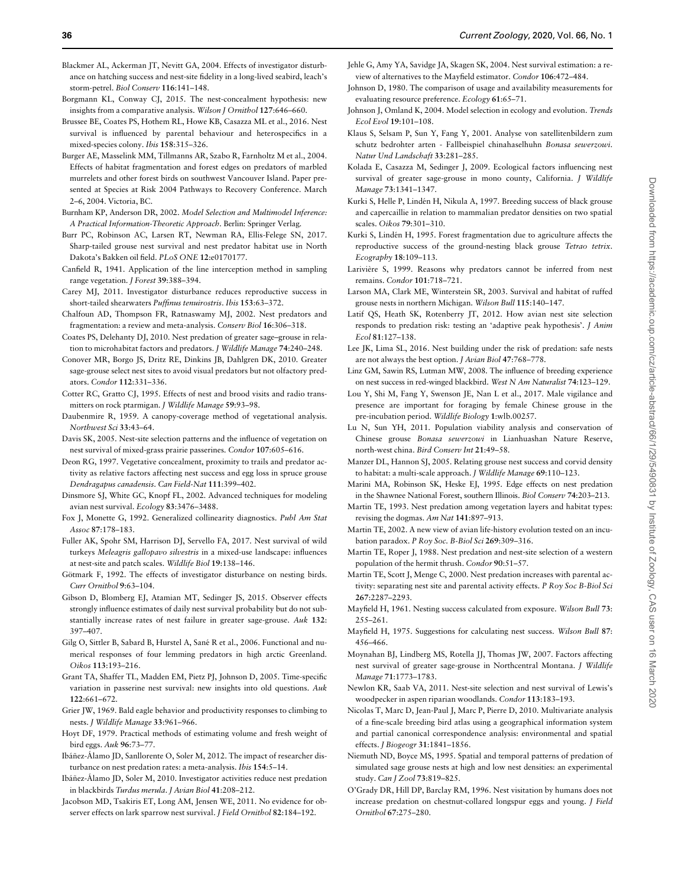Blackmer AL, Ackerman JT, Nevitt GA, 2004. Effects of investigator disturbance on hatching success and nest-site fidelity in a long-lived seabird, leach's storm-petrel. *Biol Conserv* **116**:141–148.

Borgmann KL, Conway CJ, 2015. The nest-concealment hypothesis: new insights from a comparative analysis. *Wilson J Ornithol* **127**:646–660.

Brussee BE, Coates PS, Hothem RL, Howe KB, Casazza ML et al., 2016. Nest survival is influenced by parental behaviour and heterospecifics in a mixed-species colony. *Ibis* **158**:315–326.

Burger AE, Masselink MM, Tillmanns AR, Szabo R, Farnholtz M et al., 2004. Effects of habitat fragmentation and forest edges on predators of marbled murrelets and other forest birds on southwest Vancouver Island. Paper presented at Species at Risk 2004 Pathways to Recovery Conference. March 2–6, 2004. Victoria, BC.

Burnham KP, Anderson DR, 2002. *Model Selection and Multimodel Inference: A Practical Information-Theoretic Approach*. Berlin: Springer Verlag.

Burr PC, Robinson AC, Larsen RT, Newman RA, Ellis-Felege SN, 2017. Sharp-tailed grouse nest survival and nest predator habitat use in North Dakota's Bakken oil field. *PLoS ONE* **12**:e0170177.

Canfield R, 1941. Application of the line interception method in sampling range vegetation. *J Forest* **39**:388–394.

Carey MJ, 2011. Investigator disturbance reduces reproductive success in short-tailed shearwaters *Puffinus tenuirostris*. *Ibis* **153**:63–372.

Chalfoun AD, Thompson FR, Ratnaswamy MJ, 2002. Nest predators and fragmentation: a review and meta-analysis. *Conserv Biol* **16**:306–318.

Coates PS, Delehanty DJ, 2010. Nest predation of greater sage–grouse in relation to microhabitat factors and predators. *J Wildlife Manage* **74**:240–248.

Conover MR, Borgo JS, Dritz RE, Dinkins JB, Dahlgren DK, 2010. Greater sage-grouse select nest sites to avoid visual predators but not olfactory predators. *Condor* **112**:331–336.

Cotter RC, Gratto CJ, 1995. Effects of nest and brood visits and radio transmitters on rock ptarmigan. *J Wildlife Manage* **59**:93–98.

Daubenmire R, 1959. A canopy-coverage method of vegetational analysis. *Northwest Sci* **33**:43–64.

Davis SK, 2005. Nest-site selection patterns and the influence of vegetation on nest survival of mixed-grass prairie passerines. *Condor* **107**:605–616.

Deon RG, 1997. Vegetative concealment, proximity to trails and predator activity as relative factors affecting nest success and egg loss in spruce grouse *Dendragapus canadensis*. *Can Field-Nat* **111**:399–402.

Dinsmore SJ, White GC, Knopf FL, 2002. Advanced techniques for modeling avian nest survival. *Ecology* **83**:3476–3488.

Fox J, Monette G, 1992. Generalized collinearity diagnostics. *Publ Am Stat Assoc* **87**:178–183.

Fuller AK, Spohr SM, Harrison DJ, Servello FA, 2017. Nest survival of wild turkeys *Meleagris gallopavo silvestris* in a mixed-use landscape: influences at nest-site and patch scales. *Wildlife Biol* **19**:138–146.

Götmark F, 1992. The effects of investigator disturbance on nesting birds. *Curr Ornithol* **9**:63–104.

Gibson D, Blomberg EJ, Atamian MT, Sedinger JS, 2015. Observer effects strongly influence estimates of daily nest survival probability but do not substantially increase rates of nest failure in greater sage-grouse. *Auk* **132**: 397–407.

Gilg O, Sittler B, Sabard B, Hurstel A, Sané R et al., 2006. Functional and numerical responses of four lemming predators in high arctic Greenland. *Oikos* **113**:193–216.

Grant TA, Shaffer TL, Madden EM, Pietz PJ, Johnson D, 2005. Time-specific variation in passerine nest survival: new insights into old questions. *Auk* **122**:661–672.

Grier JW, 1969. Bald eagle behavior and productivity responses to climbing to nests. *J Wildlife Manage* **33**:961–966.

Hoyt DF, 1979. Practical methods of estimating volume and fresh weight of bird eggs. *Auk* **96**:73–77.

Ibáñez-Álamo JD, Sanllorente O, Soler M, 2012. The impact of researcher disturbance on nest predation rates: a meta-analysis. *Ibis* **154**:5–14.

Ibáñez-Álamo JD, Soler M, 2010. Investigator activities reduce nest predation in blackbirds *Turdus merula*. *J Avian Biol* **41**:208–212.

Jacobson MD, Tsakiris ET, Long AM, Jensen WE, 2011. No evidence for observer effects on lark sparrow nest survival. *J Field Ornithol* **82**:184–192.

Jehle G, Amy YA, Savidge JA, Skagen SK, 2004. Nest survival estimation: a review of alternatives to the Mayfield estimator. *Condor* **106**:472–484.

Johnson D, 1980. The comparison of usage and availability measurements for evaluating resource preference. *Ecology* **61**:65–71.

Johnson J, Omland K, 2004. Model selection in ecology and evolution. *Trends Ecol Evol* **19**:101–108.

Klaus S, Selsam P, Sun Y, Fang Y, 2001. Analyse von satellitenbildern zum schutz bedrohter arten - Fallbeispiel chinahaselhuhn *Bonasa sewerzowi*. *Natur Und Landschaft* **33**:281–285.

Kolada E, Casazza M, Sedinger J, 2009. Ecological factors influencing nest survival of greater sage-grouse in mono county, California. *J Wildlife Manage* **73**:1341–1347.

Kurki S, Helle P, Lindén H, Nikula A, 1997. Breeding success of black grouse and capercaillie in relation to mammalian predator densities on two spatial scales. *Oikos* **79**:301–310.

Kurki S, Lindén H, 1995. Forest fragmentation due to agriculture affects the reproductive success of the ground-nesting black grouse *Tetrao tetrix*. *Ecography* **18**:109–113.

Larivière S, 1999. Reasons why predators cannot be inferred from nest remains. *Condor* **101**:718–721.

Larson MA, Clark ME, Winterstein SR, 2003. Survival and habitat of ruffed grouse nests in northern Michigan. *Wilson Bull* **115**:140–147.

Latif QS, Heath SK, Rotenberry JT, 2012. How avian nest site selection responds to predation risk: testing an 'adaptive peak hypothesis'. *J Anim Ecol* **81**:127–138.

Lee JK, Lima SL, 2016. Nest building under the risk of predation: safe nests are not always the best option. *J Avian Biol* **47**:768–778.

Linz GM, Sawin RS, Lutman MW, 2008. The influence of breeding experience on nest success in red-winged blackbird. *West N Am Naturalist* **74**:123–129.

Lou Y, Shi M, Fang Y, Swenson JE, Nan L et al., 2017. Male vigilance and presence are important for foraging by female Chinese grouse in the pre-incubation period. *Wildlife Biology* **1**:wlb.00257.

Lu N, Sun YH, 2011. Population viability analysis and conservation of Chinese grouse *Bonasa sewerzowi* in Lianhuashan Nature Reserve, north-west china. *Bird Conserv Int* **21**:49–58.

Manzer DL, Hannon SJ, 2005. Relating grouse nest success and corvid density to habitat: a multi-scale approach. *J Wildlife Manage* **69**:110–123.

Marini MA, Robinson SK, Heske EJ, 1995. Edge effects on nest predation in the Shawnee National Forest, southern Illinois. *Biol Conserv* **74**:203–213.

Martin TE, 1993. Nest predation among vegetation layers and habitat types: revising the dogmas. *Am Nat* **141**:897–913.

Martin TE, 2002. A new view of avian life-history evolution tested on an incubation paradox. *P Roy Soc. B-Biol Sci* **269**:309–316.

Martin TE, Roper J, 1988. Nest predation and nest-site selection of a western population of the hermit thrush. *Condor* **90**:51–57.

Martin TE, Scott J, Menge C, 2000. Nest predation increases with parental activity: separating nest site and parental activity effects. *P Roy Soc B-Biol Sci* **267**:2287–2293.

Mayfield H, 1961. Nesting success calculated from exposure. *Wilson Bull* **73**: 255–261.

Mayfield H, 1975. Suggestions for calculating nest success. *Wilson Bull* **87**: 456–466.

Moynahan BJ, Lindberg MS, Rotella JJ, Thomas JW, 2007. Factors affecting nest survival of greater sage-grouse in Northcentral Montana. *J Wildlife Manage* **71**:1773–1783.

Newlon KR, Saab VA, 2011. Nest-site selection and nest survival of Lewis's woodpecker in aspen riparian woodlands. *Condor* **113**:183–193.

Nicolas T, Marc D, Jean-Paul J, Marc P, Pierre D, 2010. Multivariate analysis of a fine-scale breeding bird atlas using a geographical information system and partial canonical correspondence analysis: environmental and spatial effects. *J Biogeogr* **31**:1841–1856.

Niemuth ND, Boyce MS, 1995. Spatial and temporal patterns of predation of simulated sage grouse nests at high and low nest densities: an experimental study. *Can J Zool* **73**:819–825.

O'Grady DR, Hill DP, Barclay RM, 1996. Nest visitation by humans does not increase predation on chestnut-collared longspur eggs and young. *J Field Ornithol* **67**:275–280.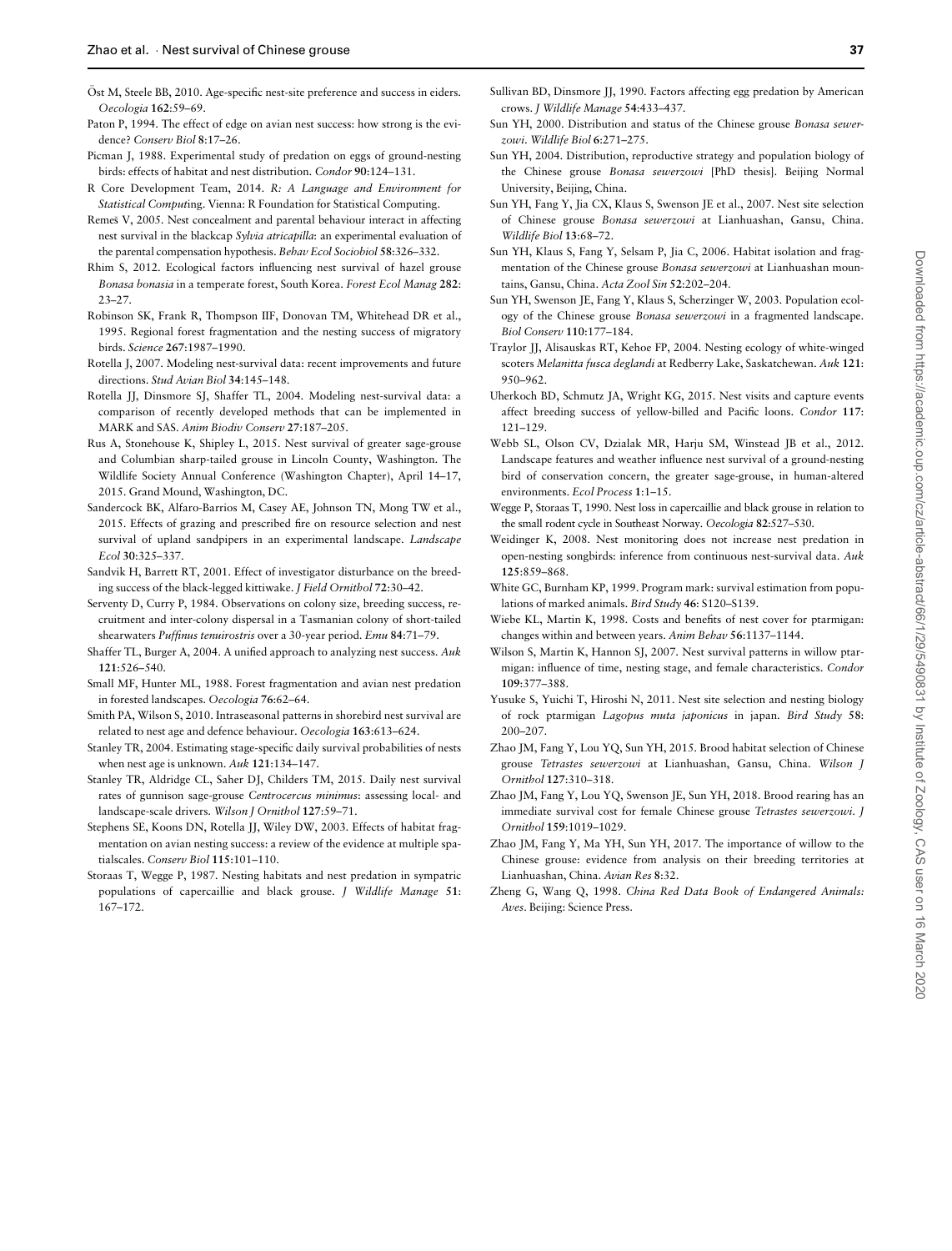Öst M, Steele BB, 2010. Age-specific nest-site preference and success in eiders. *Oecologia* **162**:59–69.

Paton P, 1994. The effect of edge on avian nest success: how strong is the evidence? *Conserv Biol* **8**:17–26.

Picman J, 1988. Experimental study of predation on eggs of ground-nesting birds: effects of habitat and nest distribution. *Condor* **90**:124–131.

R Core Development Team, 2014. *R: A Language and Environment for Statistical Computing*. Vienna: R Foundation for Statistical Computing.

Remeš V, 2005. Nest concealment and parental behaviour interact in affecting nest survival in the blackcap *Sylvia atricapilla*: an experimental evaluation of the parental compensation hypothesis. *Behav Ecol Sociobiol* **58**:326–332.

Rhim S, 2012. Ecological factors influencing nest survival of hazel grouse *Bonasa bonasia* in a temperate forest, South Korea. *Forest Ecol Manag* **282**: 23–27.

Robinson SK, Frank R, Thompson IIF, Donovan TM, Whitehead DR et al., 1995. Regional forest fragmentation and the nesting success of migratory birds. *Science* **267**:1987–1990.

Rotella J, 2007. Modeling nest-survival data: recent improvements and future directions. *Stud Avian Biol* **34**:145–148.

Rotella JJ, Dinsmore SJ, Shaffer TL, 2004. Modeling nest-survival data: a comparison of recently developed methods that can be implemented in MARK and SAS. *Anim Biodiv Conserv* **27**:187–205.

Rus A, Stonehouse K, Shipley L, 2015. Nest survival of greater sage-grouse and Columbian sharp-tailed grouse in Lincoln County, Washington. The Wildlife Society Annual Conference (Washington Chapter), April 14–17, 2015. Grand Mound, Washington, DC.

Sandercock BK, Alfaro-Barrios M, Casey AE, Johnson TN, Mong TW et al., 2015. Effects of grazing and prescribed fire on resource selection and nest survival of upland sandpipers in an experimental landscape. *Landscape Ecol* **30**:325–337.

Sandvik H, Barrett RT, 2001. Effect of investigator disturbance on the breeding success of the black-legged kittiwake. *J Field Ornithol* **72**:30–42.

Serventy D, Curry P, 1984. Observations on colony size, breeding success, recruitment and inter-colony dispersal in a Tasmanian colony of short-tailed shearwaters *Puffinus tenuirostris* over a 30-year period. *Emu* **84**:71–79.

Shaffer TL, Burger A, 2004. A unified approach to analyzing nest success. *Auk* **121**:526–540.

Small MF, Hunter ML, 1988. Forest fragmentation and avian nest predation in forested landscapes. *Oecologia* **76**:62–64.

Smith PA, Wilson S, 2010. Intraseasonal patterns in shorebird nest survival are related to nest age and defence behaviour. *Oecologia* **163**:613–624.

Stanley TR, 2004. Estimating stage-specific daily survival probabilities of nests when nest age is unknown. *Auk* **121**:134–147.

Stanley TR, Aldridge CL, Saher DJ, Childers TM, 2015. Daily nest survival rates of gunnison sage-grouse *Centrocercus minimus*: assessing local- and landscape-scale drivers. *Wilson J Ornithol* **127**:59–71.

Stephens SE, Koons DN, Rotella JJ, Wiley DW, 2003. Effects of habitat fragmentation on avian nesting success: a review of the evidence at multiple spatialscales. *Conserv Biol* **115**:101–110.

Storaas T, Wegge P, 1987. Nesting habitats and nest predation in sympatric populations of capercaillie and black grouse. *J Wildlife Manage* **51**: 167–172.

Sullivan BD, Dinsmore JJ, 1990. Factors affecting egg predation by American crows. *J Wildlife Manage* **54**:433–437.

Sun YH, 2000. Distribution and status of the Chinese grouse *Bonasa sewerzowi*. *Wildlife Biol* **6**:271–275.

Sun YH, 2004. Distribution, reproductive strategy and population biology of the Chinese grouse *Bonasa sewerzowi* [PhD thesis]. Beijing Normal University, Beijing, China.

Sun YH, Fang Y, Jia CX, Klaus S, Swenson JE et al., 2007. Nest site selection of Chinese grouse *Bonasa sewerzowi* at Lianhuashan, Gansu, China. *Wildlife Biol* **13**:68–72.

Sun YH, Klaus S, Fang Y, Selsam P, Jia C, 2006. Habitat isolation and fragmentation of the Chinese grouse *Bonasa sewerzowi* at Lianhuashan mountains, Gansu, China. *Acta Zool Sin* **52**:202–204.

Sun YH, Swenson JE, Fang Y, Klaus S, Scherzinger W, 2003. Population ecology of the Chinese grouse *Bonasa sewerzowi* in a fragmented landscape. *Biol Conserv* **110**:177–184.

Traylor JJ, Alisauskas RT, Kehoe FP, 2004. Nesting ecology of white-winged scoters *Melanitta fusca deglandi* at Redberry Lake, Saskatchewan. *Auk* **121**: 950–962.

Uherkoch BD, Schmutz JA, Wright KG, 2015. Nest visits and capture events affect breeding success of yellow-billed and Pacific loons. *Condor* **117**: 121–129.

Webb SL, Olson CV, Dzialak MR, Harju SM, Winstead JB et al., 2012. Landscape features and weather influence nest survival of a ground-nesting bird of conservation concern, the greater sage-grouse, in human-altered environments. *Ecol Process* **1**:1–15.

Wegge P, Storaas T, 1990. Nest loss in capercaillie and black grouse in relation to the small rodent cycle in Southeast Norway. *Oecologia* **82**:527–530.

Weidinger K, 2008. Nest monitoring does not increase nest predation in open-nesting songbirds: inference from continuous nest-survival data. *Auk* **125**:859–868.

White GC, Burnham KP, 1999. Program mark: survival estimation from populations of marked animals. *Bird Study* **46**: S120–S139.

Wiebe KL, Martin K, 1998. Costs and benefits of nest cover for ptarmigan: changes within and between years. *Anim Behav* **56**:1137–1144.

Wilson S, Martin K, Hannon SJ, 2007. Nest survival patterns in willow ptarmigan: influence of time, nesting stage, and female characteristics. *Condor* **109**:377–388.

Yusuke S, Yuichi T, Hiroshi N, 2011. Nest site selection and nesting biology of rock ptarmigan *Lagopus muta japonicus* in japan. *Bird Study* **58**: 200–207.

Zhao JM, Fang Y, Lou YQ, Sun YH, 2015. Brood habitat selection of Chinese grouse *Tetrastes sewerzowi* at Lianhuashan, Gansu, China. *Wilson J Ornithol* **127**:310–318.

Zhao JM, Fang Y, Lou YQ, Swenson JE, Sun YH, 2018. Brood rearing has an immediate survival cost for female Chinese grouse *Tetrastes sewerzowi*. *J Ornithol* **159**:1019–1029.

Zhao JM, Fang Y, Ma YH, Sun YH, 2017. The importance of willow to the Chinese grouse: evidence from analysis on their breeding territories at Lianhuashan, China. *Avian Res* **8**:32.

Zheng G, Wang Q, 1998. *China Red Data Book of Endangered Animals: Aves*. Beijing: Science Press.